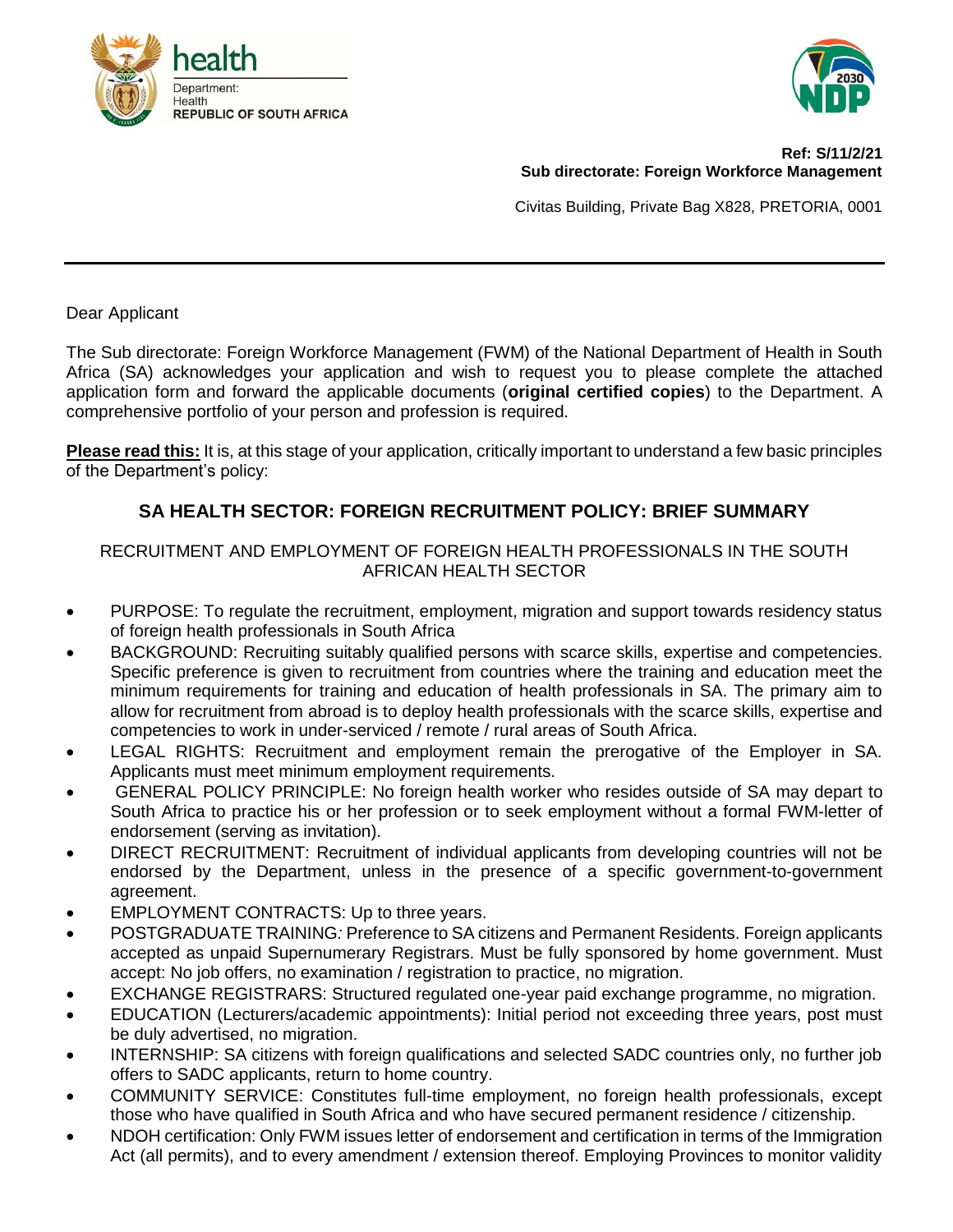health
Department:
Health
REPUBLIC OF SOUTH AFRICA

**Ref: S/11/2/21**
**Sub directorate: Foreign Workforce Management**

Civitas Building, Private Bag X828, PRETORIA, 0001

---

Dear Applicant

The Sub directorate: Foreign Workforce Management (FWM) of the National Department of Health in South Africa (SA) acknowledges your application and wish to request you to please complete the attached application form and forward the applicable documents (**original certified copies**) to the Department. A comprehensive portfolio of your person and profession is required.

**Please read this:** It is, at this stage of your application, critically important to understand a few basic principles of the Department's policy:

## SA HEALTH SECTOR: FOREIGN RECRUITMENT POLICY: BRIEF SUMMARY

RECRUITMENT AND EMPLOYMENT OF FOREIGN HEALTH PROFESSIONALS IN THE SOUTH AFRICAN HEALTH SECTOR

- PURPOSE: To regulate the recruitment, employment, migration and support towards residency status of foreign health professionals in South Africa
- BACKGROUND: Recruiting suitably qualified persons with scarce skills, expertise and competencies. Specific preference is given to recruitment from countries where the training and education meet the minimum requirements for training and education of health professionals in SA. The primary aim to allow for recruitment from abroad is to deploy health professionals with the scarce skills, expertise and competencies to work in under-serviced / remote / rural areas of South Africa.
- LEGAL RIGHTS: Recruitment and employment remain the prerogative of the Employer in SA. Applicants must meet minimum employment requirements.
- GENERAL POLICY PRINCIPLE: No foreign health worker who resides outside of SA may depart to South Africa to practice his or her profession or to seek employment without a formal FWM-letter of endorsement (serving as invitation).
- DIRECT RECRUITMENT: Recruitment of individual applicants from developing countries will not be endorsed by the Department, unless in the presence of a specific government-to-government agreement.
- EMPLOYMENT CONTRACTS: Up to three years.
- POSTGRADUATE TRAINING*:* Preference to SA citizens and Permanent Residents. Foreign applicants accepted as unpaid Supernumerary Registrars. Must be fully sponsored by home government. Must accept: No job offers, no examination / registration to practice, no migration.
- EXCHANGE REGISTRARS: Structured regulated one-year paid exchange programme, no migration.
- EDUCATION (Lecturers/academic appointments): Initial period not exceeding three years, post must be duly advertised, no migration.
- INTERNSHIP: SA citizens with foreign qualifications and selected SADC countries only, no further job offers to SADC applicants, return to home country.
- COMMUNITY SERVICE: Constitutes full-time employment, no foreign health professionals, except those who have qualified in South Africa and who have secured permanent residence / citizenship.
- NDOH certification: Only FWM issues letter of endorsement and certification in terms of the Immigration Act (all permits), and to every amendment / extension thereof. Employing Provinces to monitor validity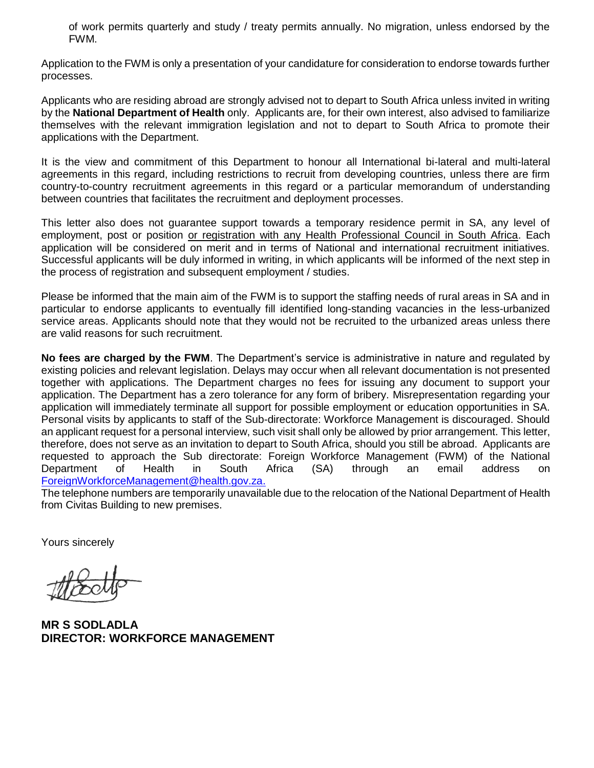of work permits quarterly and study / treaty permits annually. No migration, unless endorsed by the FWM.

Application to the FWM is only a presentation of your candidature for consideration to endorse towards further processes.

Applicants who are residing abroad are strongly advised not to depart to South Africa unless invited in writing by the **National Department of Health** only. Applicants are, for their own interest, also advised to familiarize themselves with the relevant immigration legislation and not to depart to South Africa to promote their applications with the Department.

It is the view and commitment of this Department to honour all International bi-lateral and multi-lateral agreements in this regard, including restrictions to recruit from developing countries, unless there are firm country-to-country recruitment agreements in this regard or a particular memorandum of understanding between countries that facilitates the recruitment and deployment processes.

This letter also does not guarantee support towards a temporary residence permit in SA, any level of employment, post or position <u>or registration with any Health Professional Council in South Africa</u>. Each application will be considered on merit and in terms of National and international recruitment initiatives. Successful applicants will be duly informed in writing, in which applicants will be informed of the next step in the process of registration and subsequent employment / studies.

Please be informed that the main aim of the FWM is to support the staffing needs of rural areas in SA and in particular to endorse applicants to eventually fill identified long-standing vacancies in the less-urbanized service areas. Applicants should note that they would not be recruited to the urbanized areas unless there are valid reasons for such recruitment.

**No fees are charged by the FWM**. The Department's service is administrative in nature and regulated by existing policies and relevant legislation. Delays may occur when all relevant documentation is not presented together with applications. The Department charges no fees for issuing any document to support your application. The Department has a zero tolerance for any form of bribery. Misrepresentation regarding your application will immediately terminate all support for possible employment or education opportunities in SA. Personal visits by applicants to staff of the Sub-directorate: Workforce Management is discouraged. Should an applicant request for a personal interview, such visit shall only be allowed by prior arrangement. This letter, therefore, does not serve as an invitation to depart to South Africa, should you still be abroad. Applicants are requested to approach the Sub directorate: Foreign Workforce Management (FWM) of the National Department of Health in South Africa (SA) through an email address on ForeignWorkforceManagement@health.gov.za.

The telephone numbers are temporarily unavailable due to the relocation of the National Department of Health from Civitas Building to new premises.

Yours sincerely

**MR S SODLADLA**
**DIRECTOR: WORKFORCE MANAGEMENT**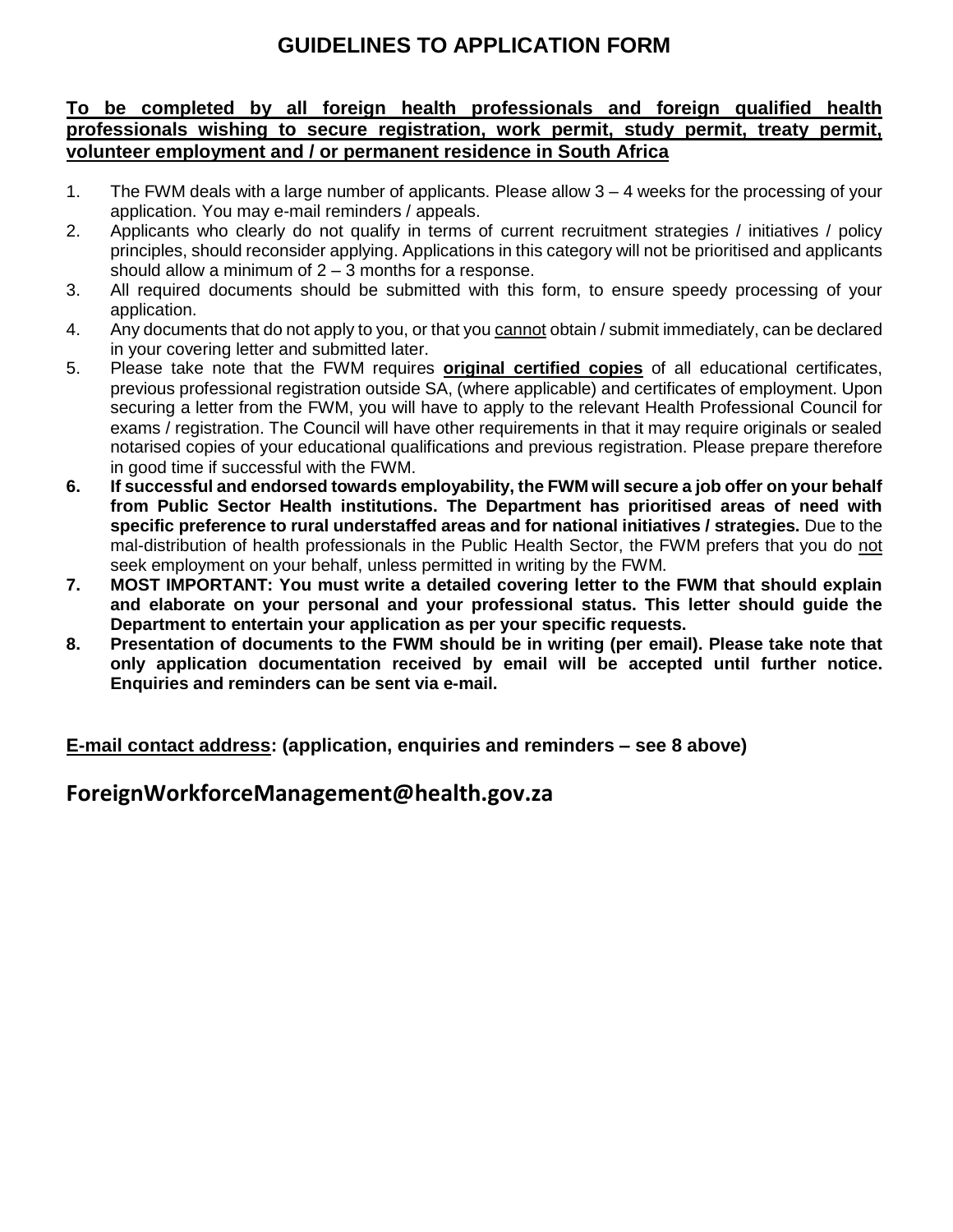# GUIDELINES TO APPLICATION FORM

**To be completed by all foreign health professionals and foreign qualified health professionals wishing to secure registration, work permit, study permit, treaty permit, volunteer employment and / or permanent residence in South Africa**

1. The FWM deals with a large number of applicants. Please allow 3 – 4 weeks for the processing of your application. You may e-mail reminders / appeals.
2. Applicants who clearly do not qualify in terms of current recruitment strategies / initiatives / policy principles, should reconsider applying. Applications in this category will not be prioritised and applicants should allow a minimum of 2 – 3 months for a response.
3. All required documents should be submitted with this form, to ensure speedy processing of your application.
4. Any documents that do not apply to you, or that you cannot obtain / submit immediately, can be declared in your covering letter and submitted later.
5. Please take note that the FWM requires **original certified copies** of all educational certificates, previous professional registration outside SA, (where applicable) and certificates of employment. Upon securing a letter from the FWM, you will have to apply to the relevant Health Professional Council for exams / registration. The Council will have other requirements in that it may require originals or sealed notarised copies of your educational qualifications and previous registration. Please prepare therefore in good time if successful with the FWM.
6. **If successful and endorsed towards employability, the FWM will secure a job offer on your behalf from Public Sector Health institutions. The Department has prioritised areas of need with specific preference to rural understaffed areas and for national initiatives / strategies.** Due to the mal-distribution of health professionals in the Public Health Sector, the FWM prefers that you do not seek employment on your behalf, unless permitted in writing by the FWM.
7. **MOST IMPORTANT: You must write a detailed covering letter to the FWM that should explain and elaborate on your personal and your professional status. This letter should guide the Department to entertain your application as per your specific requests.**
8. **Presentation of documents to the FWM should be in writing (per email). Please take note that only application documentation received by email will be accepted until further notice. Enquiries and reminders can be sent via e-mail.**

**E-mail contact address: (application, enquiries and reminders – see 8 above)**

**ForeignWorkforceManagement@health.gov.za**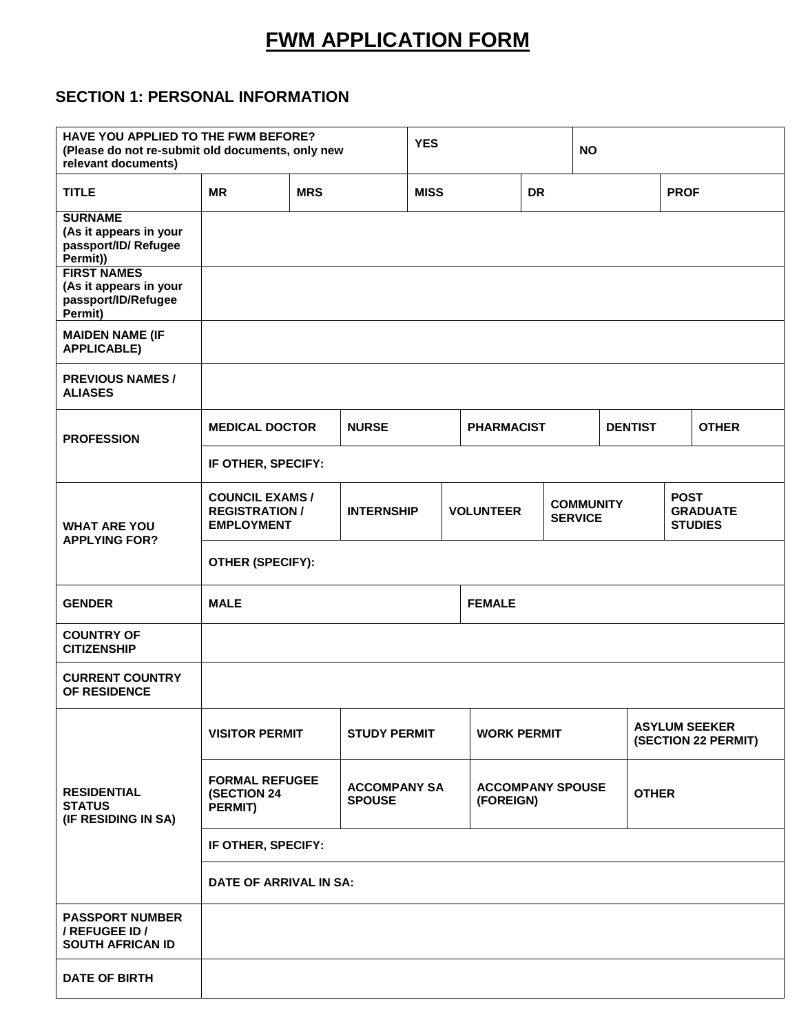# FWM APPLICATION FORM

## SECTION 1: PERSONAL INFORMATION

| HAVE YOU APPLIED TO THE FWM BEFORE? (Please do not re-submit old documents, only new relevant documents) | | | YES | | NO | |
|---|---|---|---|---|---|---|
| **TITLE** | MR | MRS | MISS | DR | | PROF |
| **SURNAME** (As it appears in your passport/ID/ Refugee Permit)) | | | | | | |
| **FIRST NAMES** (As it appears in your passport/ID/Refugee Permit) | | | | | | |
| **MAIDEN NAME (IF APPLICABLE)** | | | | | | |
| **PREVIOUS NAMES / ALIASES** | | | | | | |
| **PROFESSION** | MEDICAL DOCTOR | NURSE | PHARMACIST | DENTIST | OTHER | |
| | IF OTHER, SPECIFY: | | | | | |
| **WHAT ARE YOU APPLYING FOR?** | COUNCIL EXAMS / REGISTRATION / EMPLOYMENT | INTERNSHIP | VOLUNTEER | COMMUNITY SERVICE | POST GRADUATE STUDIES | |
| | OTHER (SPECIFY): | | | | | |
| **GENDER** | MALE | | FEMALE | | | |
| **COUNTRY OF CITIZENSHIP** | | | | | | |
| **CURRENT COUNTRY OF RESIDENCE** | | | | | | |
| **RESIDENTIAL STATUS (IF RESIDING IN SA)** | VISITOR PERMIT | STUDY PERMIT | WORK PERMIT | ASYLUM SEEKER (SECTION 22 PERMIT) | | |
| | FORMAL REFUGEE (SECTION 24 PERMIT) | ACCOMPANY SA SPOUSE | ACCOMPANY SPOUSE (FOREIGN) | OTHER | | |
| | IF OTHER, SPECIFY: | | | | | |
| | DATE OF ARRIVAL IN SA: | | | | | |
| **PASSPORT NUMBER / REFUGEE ID / SOUTH AFRICAN ID** | | | | | | |
| **DATE OF BIRTH** | | | | | | |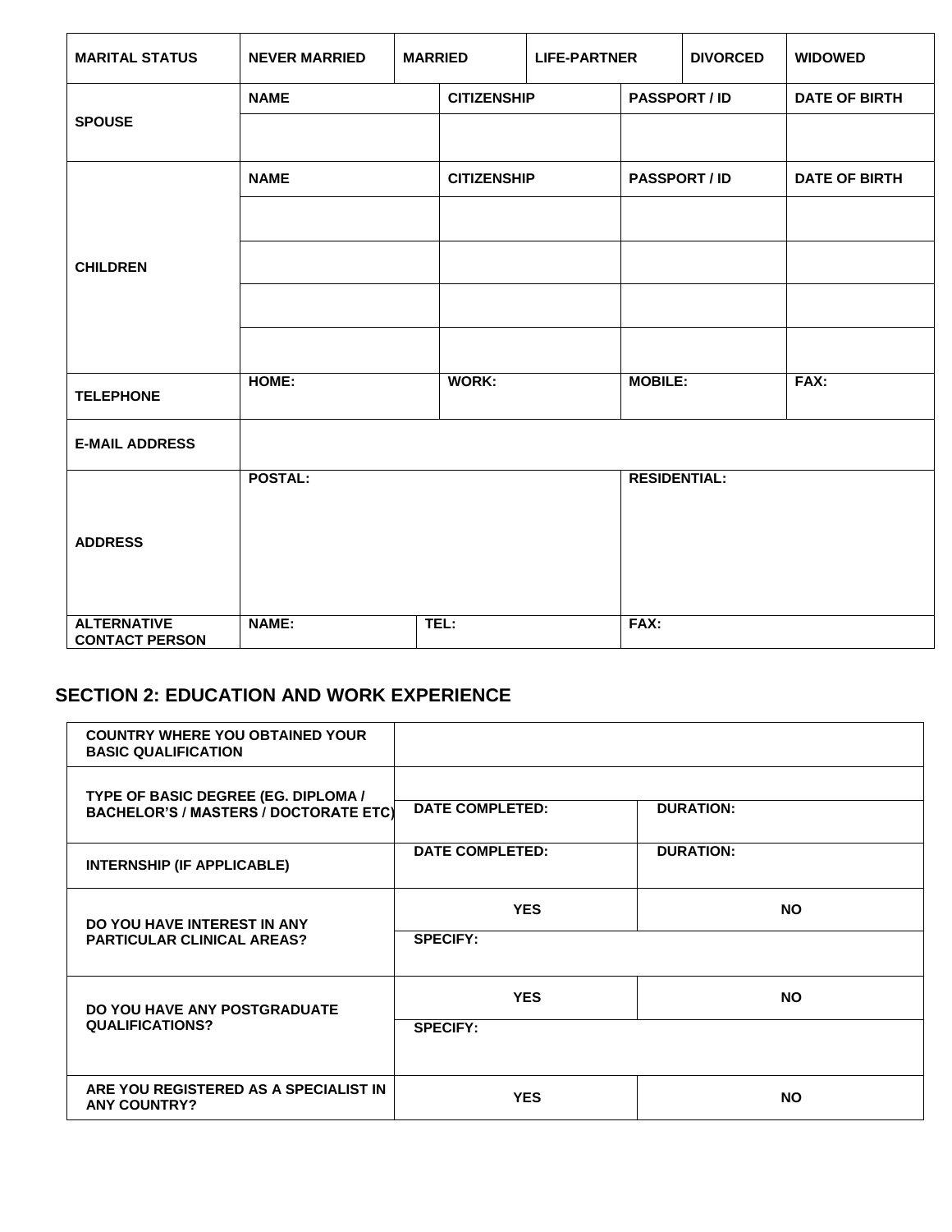| MARITAL STATUS | NEVER MARRIED | MARRIED | LIFE-PARTNER | DIVORCED | WIDOWED |
|---|---|---|---|---|---|
| SPOUSE | NAME | CITIZENSHIP | PASSPORT / ID | DATE OF BIRTH | |
| | | | | | |
| CHILDREN | NAME | CITIZENSHIP | PASSPORT / ID | DATE OF BIRTH | |
| | | | | | |
| | | | | | |
| | | | | | |
| | | | | | |
| TELEPHONE | HOME: | WORK: | MOBILE: | FAX: | |
| E-MAIL ADDRESS | | | | | |
| ADDRESS | POSTAL: | | RESIDENTIAL: | | |
| ALTERNATIVE CONTACT PERSON | NAME: | TEL: | FAX: | | |

## SECTION 2: EDUCATION AND WORK EXPERIENCE

| COUNTRY WHERE YOU OBTAINED YOUR BASIC QUALIFICATION | | |
|---|---|---|
| TYPE OF BASIC DEGREE (EG. DIPLOMA / BACHELOR'S / MASTERS / DOCTORATE ETC) | | |
| | DATE COMPLETED: | DURATION: |
| INTERNSHIP (IF APPLICABLE) | DATE COMPLETED: | DURATION: |
| DO YOU HAVE INTEREST IN ANY PARTICULAR CLINICAL AREAS? | YES | NO |
| | SPECIFY: | |
| DO YOU HAVE ANY POSTGRADUATE QUALIFICATIONS? | YES | NO |
| | SPECIFY: | |
| ARE YOU REGISTERED AS A SPECIALIST IN ANY COUNTRY? | YES | NO |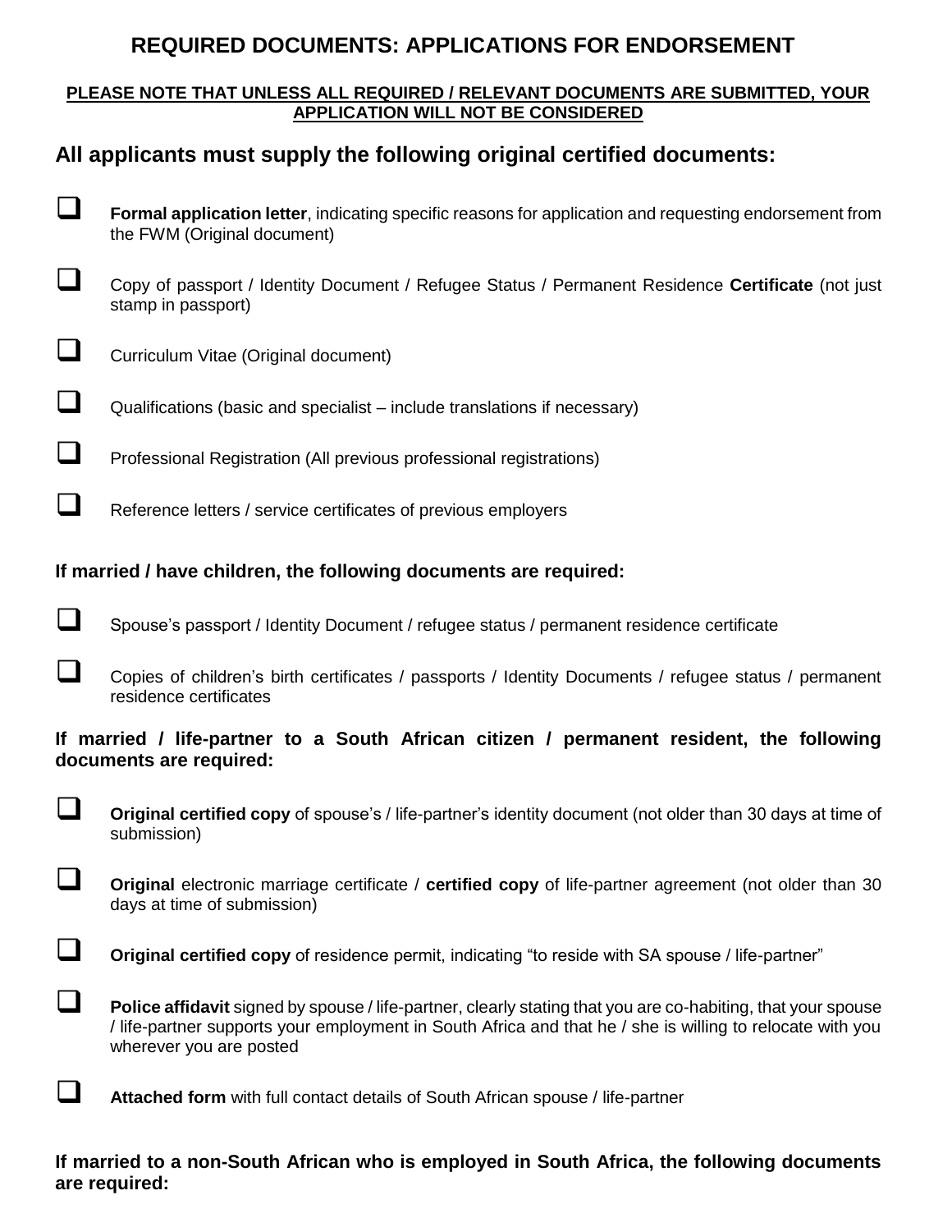# REQUIRED DOCUMENTS: APPLICATIONS FOR ENDORSEMENT

**PLEASE NOTE THAT UNLESS ALL REQUIRED / RELEVANT DOCUMENTS ARE SUBMITTED, YOUR APPLICATION WILL NOT BE CONSIDERED**

## All applicants must supply the following original certified documents:

- [ ] **Formal application letter**, indicating specific reasons for application and requesting endorsement from the FWM (Original document)
- [ ] Copy of passport / Identity Document / Refugee Status / Permanent Residence **Certificate** (not just stamp in passport)
- [ ] Curriculum Vitae (Original document)
- [ ] Qualifications (basic and specialist – include translations if necessary)
- [ ] Professional Registration (All previous professional registrations)
- [ ] Reference letters / service certificates of previous employers

### If married / have children, the following documents are required:

- [ ] Spouse's passport / Identity Document / refugee status / permanent residence certificate
- [ ] Copies of children's birth certificates / passports / Identity Documents / refugee status / permanent residence certificates

### If married / life-partner to a South African citizen / permanent resident, the following documents are required:

- [ ] **Original certified copy** of spouse's / life-partner's identity document (not older than 30 days at time of submission)
- [ ] **Original** electronic marriage certificate / **certified copy** of life-partner agreement (not older than 30 days at time of submission)
- [ ] **Original certified copy** of residence permit, indicating "to reside with SA spouse / life-partner"
- [ ] **Police affidavit** signed by spouse / life-partner, clearly stating that you are co-habiting, that your spouse / life-partner supports your employment in South Africa and that he / she is willing to relocate with you wherever you are posted
- [ ] **Attached form** with full contact details of South African spouse / life-partner

### If married to a non-South African who is employed in South Africa, the following documents are required: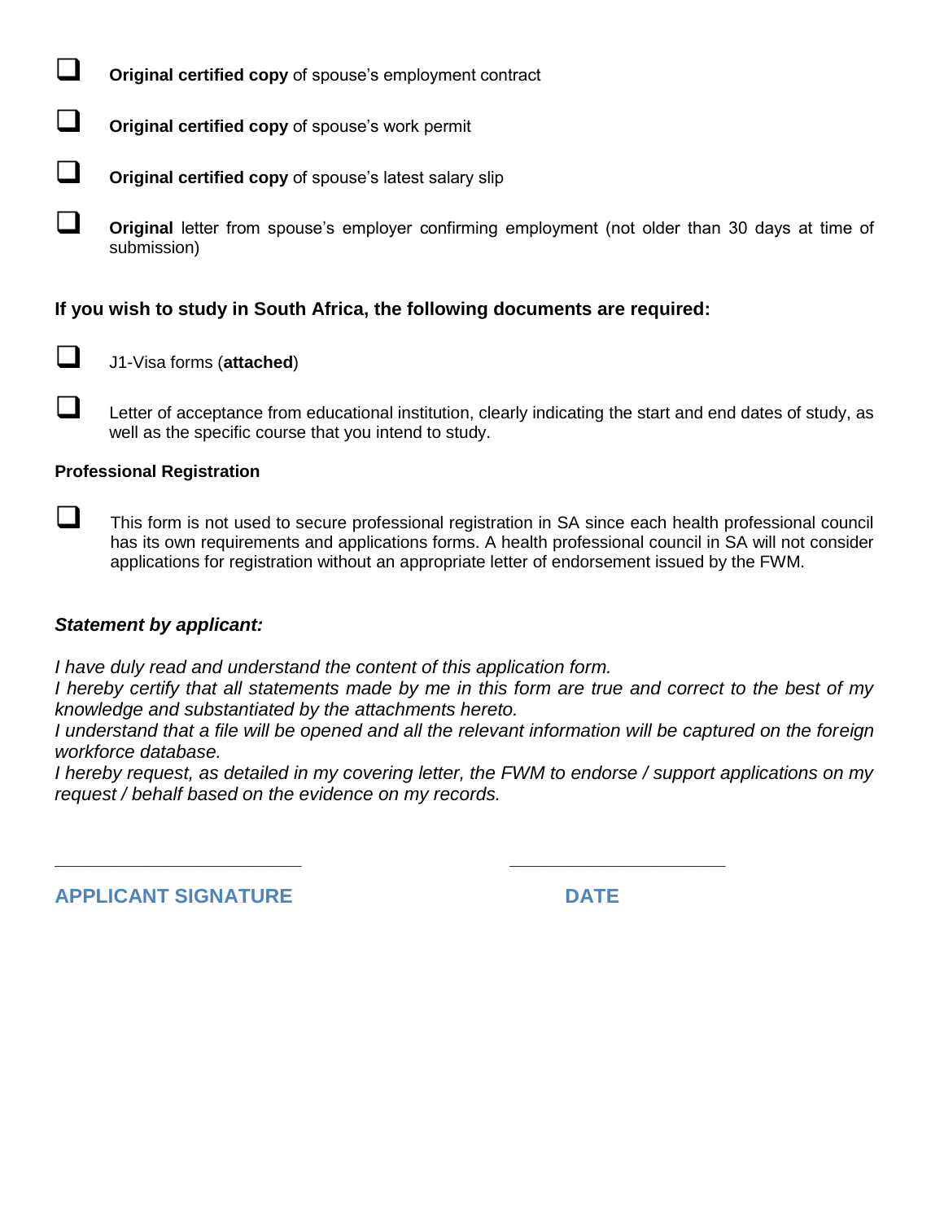- ☐ **Original certified copy** of spouse's employment contract
- ☐ **Original certified copy** of spouse's work permit
- ☐ **Original certified copy** of spouse's latest salary slip
- ☐ **Original** letter from spouse's employer confirming employment (not older than 30 days at time of submission)

**If you wish to study in South Africa, the following documents are required:**

- ☐ J1-Visa forms (**attached**)
- ☐ Letter of acceptance from educational institution, clearly indicating the start and end dates of study, as well as the specific course that you intend to study.

**Professional Registration**

- ☐ This form is not used to secure professional registration in SA since each health professional council has its own requirements and applications forms. A health professional council in SA will not consider applications for registration without an appropriate letter of endorsement issued by the FWM.

***Statement by applicant:***

*I have duly read and understand the content of this application form.*
*I hereby certify that all statements made by me in this form are true and correct to the best of my knowledge and substantiated by the attachments hereto.*
*I understand that a file will be opened and all the relevant information will be captured on the foreign workforce database.*
*I hereby request, as detailed in my covering letter, the FWM to endorse / support applications on my request / behalf based on the evidence on my records.*

\_\_\_\_\_\_\_\_\_\_\_\_\_\_\_\_\_\_\_\_\_\_\_\_\_\_ \_\_\_\_\_\_\_\_\_\_\_\_\_\_\_\_\_\_\_\_\_\_\_

**APPLICANT SIGNATURE** **DATE**